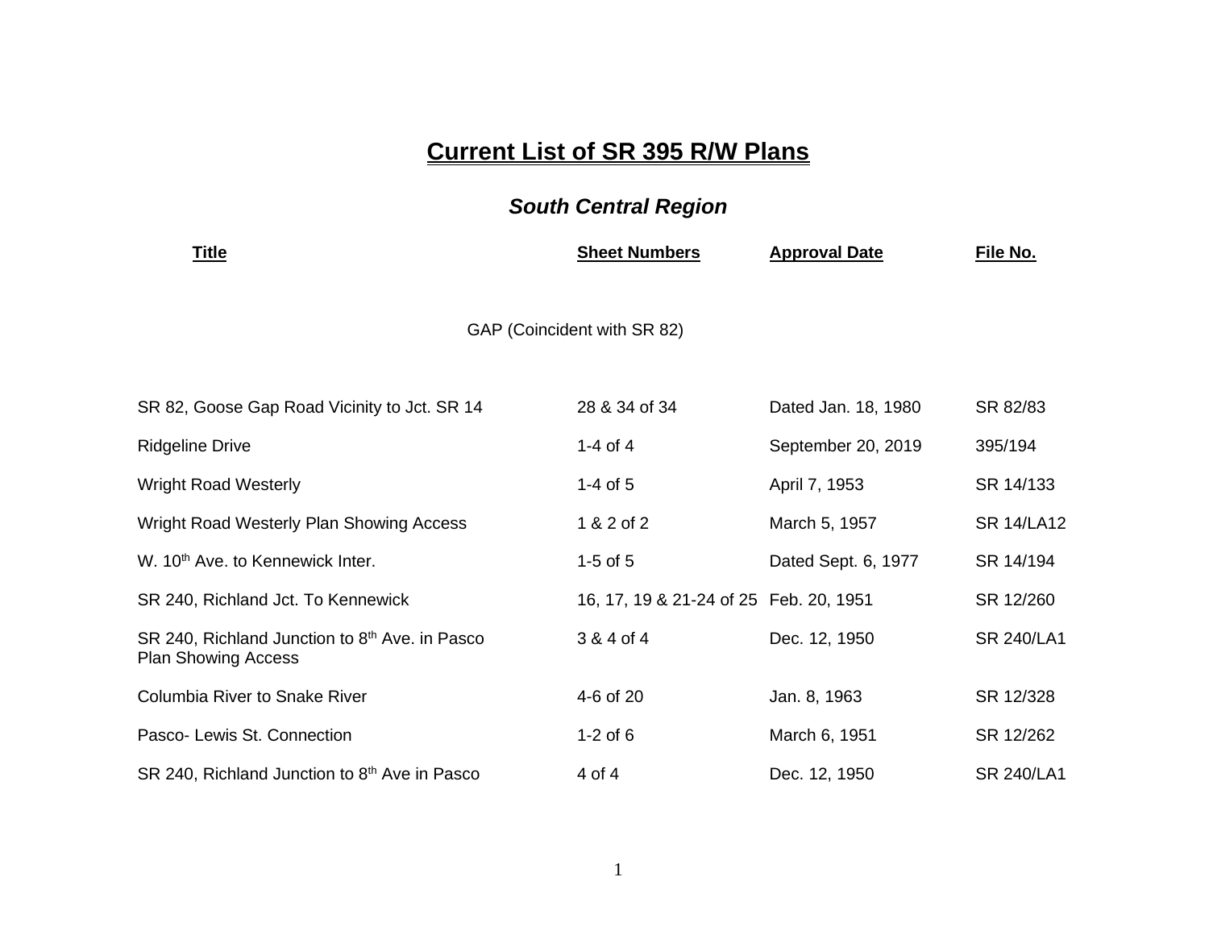# Current List of SR 395 R/W Plans

## *South Central Region*

| Title | Sheet Numbers | Approval Date | File No. |
|---|---|---|---|
| GAP (Coincident with SR 82) | | | |
| SR 82, Goose Gap Road Vicinity to Jct. SR 14 | 28 & 34 of 34 | Dated Jan. 18, 1980 | SR 82/83 |
| Ridgeline Drive | 1-4 of 4 | September 20, 2019 | 395/194 |
| Wright Road Westerly | 1-4 of 5 | April 7, 1953 | SR 14/133 |
| Wright Road Westerly Plan Showing Access | 1 & 2 of 2 | March 5, 1957 | SR 14/LA12 |
| W. 10th Ave. to Kennewick Inter. | 1-5 of 5 | Dated Sept. 6, 1977 | SR 14/194 |
| SR 240, Richland Jct. To Kennewick | 16, 17, 19 & 21-24 of 25 | Feb. 20, 1951 | SR 12/260 |
| SR 240, Richland Junction to 8th Ave. in Pasco Plan Showing Access | 3 & 4 of 4 | Dec. 12, 1950 | SR 240/LA1 |
| Columbia River to Snake River | 4-6 of 20 | Jan. 8, 1963 | SR 12/328 |
| Pasco- Lewis St. Connection | 1-2 of 6 | March 6, 1951 | SR 12/262 |
| SR 240, Richland Junction to 8th Ave in Pasco | 4 of 4 | Dec. 12, 1950 | SR 240/LA1 |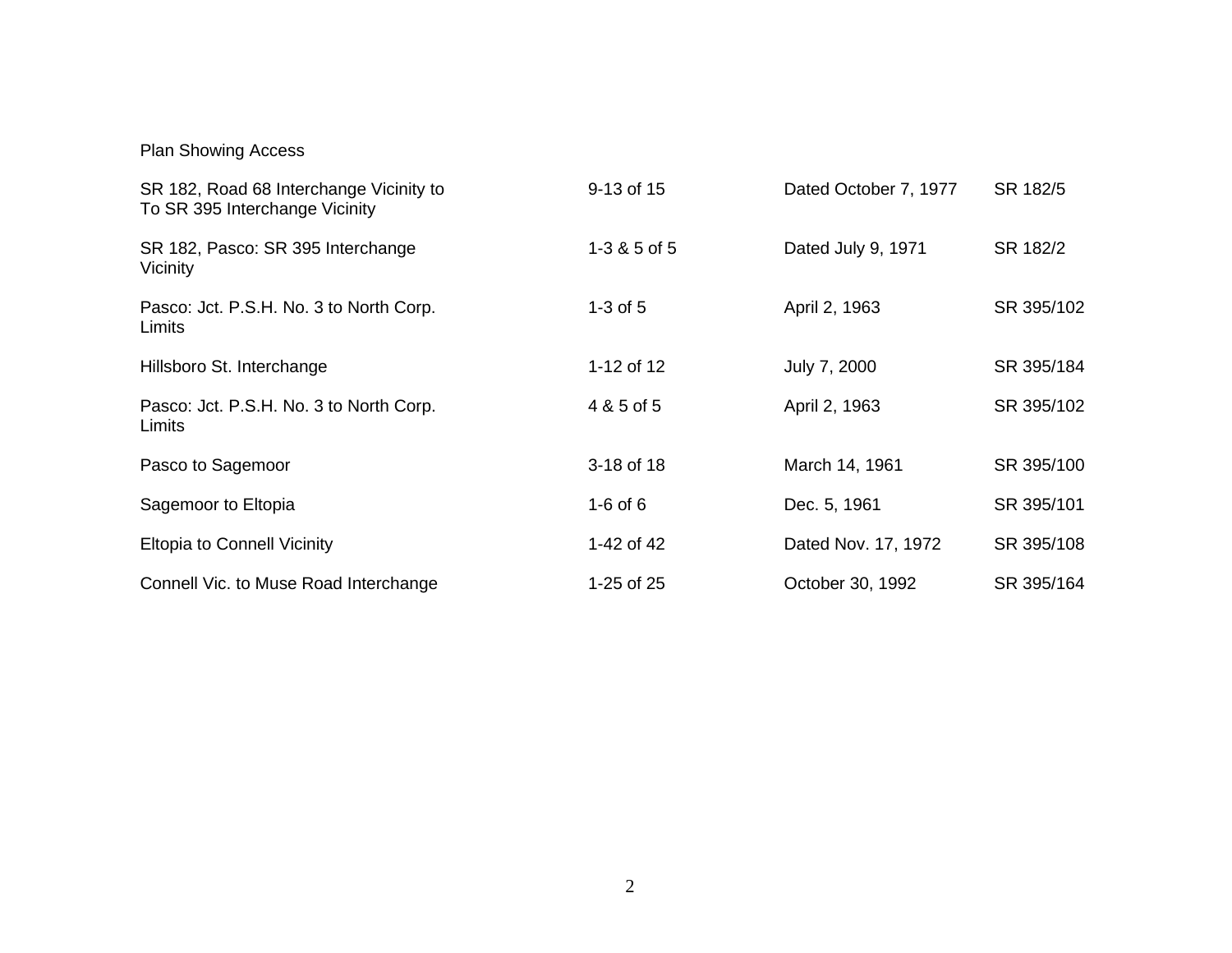Plan Showing Access

| | | | |
|---|---|---|---|
| SR 182, Road 68 Interchange Vicinity to To SR 395 Interchange Vicinity | 9-13 of 15 | Dated October 7, 1977 | SR 182/5 |
| SR 182, Pasco: SR 395 Interchange Vicinity | 1-3 & 5 of 5 | Dated July 9, 1971 | SR 182/2 |
| Pasco: Jct. P.S.H. No. 3 to North Corp. Limits | 1-3 of 5 | April 2, 1963 | SR 395/102 |
| Hillsboro St. Interchange | 1-12 of 12 | July 7, 2000 | SR 395/184 |
| Pasco: Jct. P.S.H. No. 3 to North Corp. Limits | 4 & 5 of 5 | April 2, 1963 | SR 395/102 |
| Pasco to Sagemoor | 3-18 of 18 | March 14, 1961 | SR 395/100 |
| Sagemoor to Eltopia | 1-6 of 6 | Dec. 5, 1961 | SR 395/101 |
| Eltopia to Connell Vicinity | 1-42 of 42 | Dated Nov. 17, 1972 | SR 395/108 |
| Connell Vic. to Muse Road Interchange | 1-25 of 25 | October 30, 1992 | SR 395/164 |